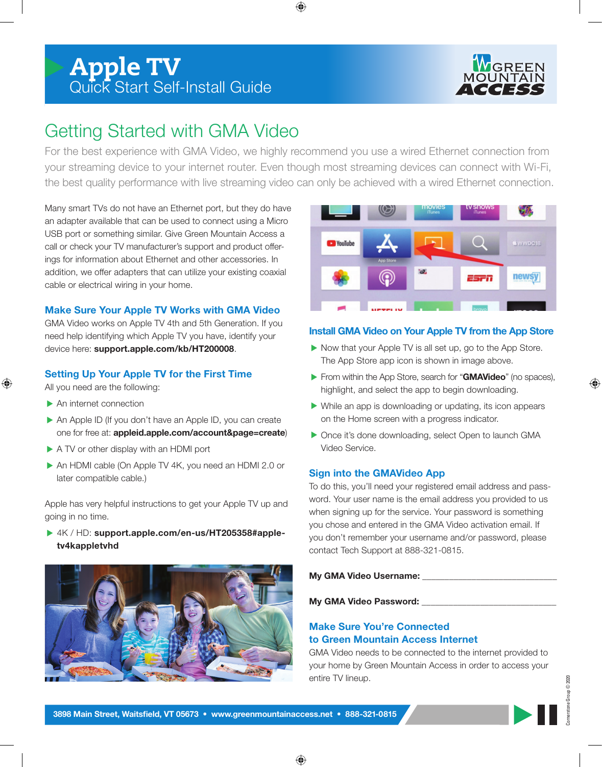# Apple TV
## Quick Start Self-Install Guide

GREEN MOUNTAIN ACCESS

## Getting Started with GMA Video

For the best experience with GMA Video, we highly recommend you use a wired Ethernet connection from your streaming device to your internet router. Even though most streaming devices can connect with Wi-Fi, the best quality performance with live streaming video can only be achieved with a wired Ethernet connection.

Many smart TVs do not have an Ethernet port, but they do have an adapter available that can be used to connect using a Micro USB port or something similar. Give Green Mountain Access a call or check your TV manufacturer's support and product offerings for information about Ethernet and other accessories. In addition, we offer adapters that can utilize your existing coaxial cable or electrical wiring in your home.

### Make Sure Your Apple TV Works with GMA Video

GMA Video works on Apple TV 4th and 5th Generation. If you need help identifying which Apple TV you have, identify your device here: **support.apple.com/kb/HT200008**.

### Setting Up Your Apple TV for the First Time

All you need are the following:

- An internet connection
- An Apple ID (If you don't have an Apple ID, you can create one for free at: **appleid.apple.com/account&page=create**)
- A TV or other display with an HDMI port
- An HDMI cable (On Apple TV 4K, you need an HDMI 2.0 or later compatible cable.)

Apple has very helpful instructions to get your Apple TV up and going in no time.

- 4K / HD: **support.apple.com/en-us/HT205358#apple-tv4kappletvhd**

### Install GMA Video on Your Apple TV from the App Store

- Now that your Apple TV is all set up, go to the App Store. The App Store app icon is shown in image above.
- From within the App Store, search for "**GMAVideo**" (no spaces), highlight, and select the app to begin downloading.
- While an app is downloading or updating, its icon appears on the Home screen with a progress indicator.
- Once it's done downloading, select Open to launch GMA Video Service.

### Sign into the GMAVideo App

To do this, you'll need your registered email address and password. Your user name is the email address you provided to us when signing up for the service. Your password is something you chose and entered in the GMA Video activation email. If you don't remember your username and/or password, please contact Tech Support at 888-321-0815.

**My GMA Video Username:** ______________________________

**My GMA Video Password:** ______________________________

### Make Sure You're Connected to Green Mountain Access Internet

GMA Video needs to be connected to the internet provided to your home by Green Mountain Access in order to access your entire TV lineup.

**3898 Main Street, Waitsfield, VT 05673 • www.greenmountainaccess.net • 888-321-0815**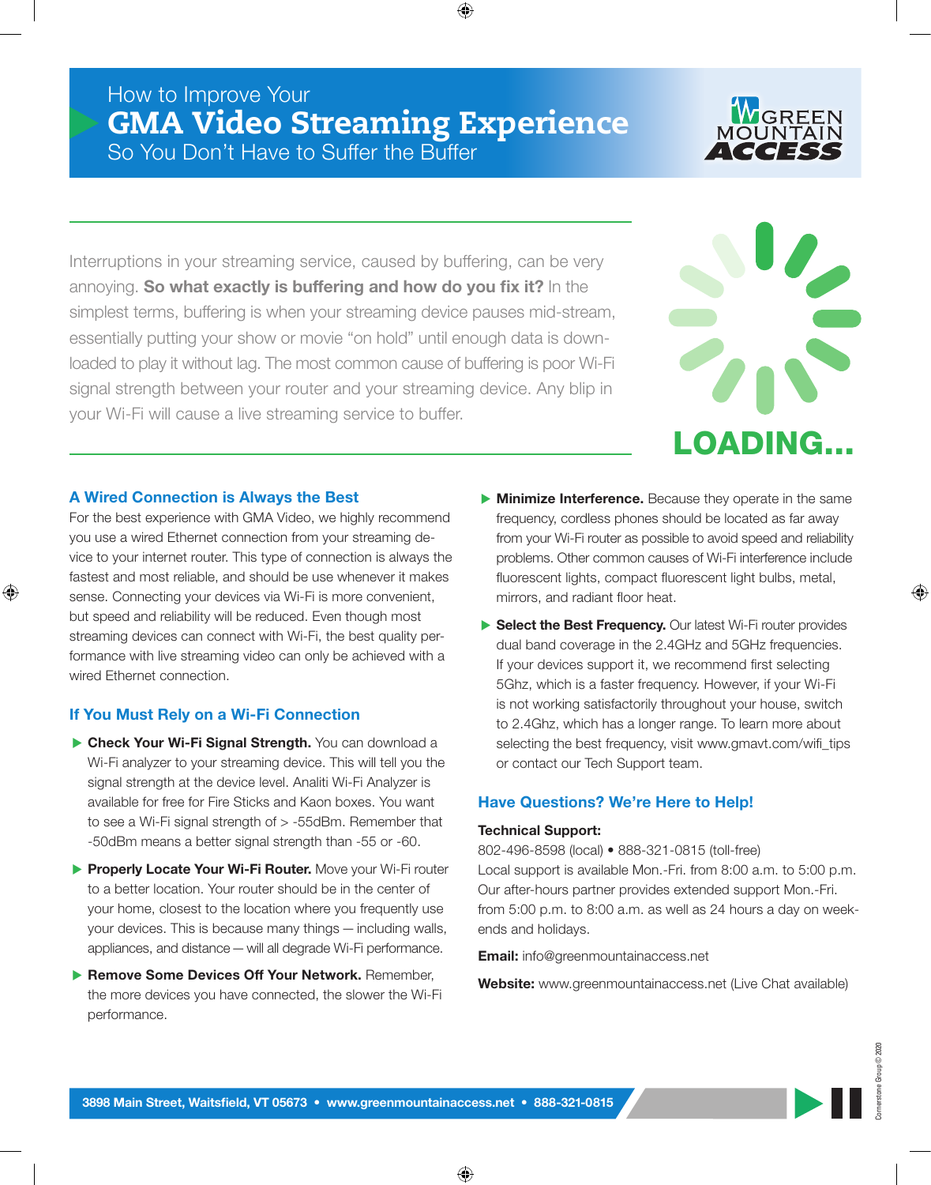How to Improve Your

# GMA Video Streaming Experience

So You Don't Have to Suffer the Buffer

GREEN MOUNTAIN ACCESS

Interruptions in your streaming service, caused by buffering, can be very annoying. **So what exactly is buffering and how do you fix it?** In the simplest terms, buffering is when your streaming device pauses mid-stream, essentially putting your show or movie "on hold" until enough data is downloaded to play it without lag. The most common cause of buffering is poor Wi-Fi signal strength between your router and your streaming device. Any blip in your Wi-Fi will cause a live streaming service to buffer.

LOADING...

## A Wired Connection is Always the Best

For the best experience with GMA Video, we highly recommend you use a wired Ethernet connection from your streaming device to your internet router. This type of connection is always the fastest and most reliable, and should be use whenever it makes sense. Connecting your devices via Wi-Fi is more convenient, but speed and reliability will be reduced. Even though most streaming devices can connect with Wi-Fi, the best quality performance with live streaming video can only be achieved with a wired Ethernet connection.

## If You Must Rely on a Wi-Fi Connection

- **Check Your Wi-Fi Signal Strength.** You can download a Wi-Fi analyzer to your streaming device. This will tell you the signal strength at the device level. Analiti Wi-Fi Analyzer is available for free for Fire Sticks and Kaon boxes. You want to see a Wi-Fi signal strength of > -55dBm. Remember that -50dBm means a better signal strength than -55 or -60.
- **Properly Locate Your Wi-Fi Router.** Move your Wi-Fi router to a better location. Your router should be in the center of your home, closest to the location where you frequently use your devices. This is because many things — including walls, appliances, and distance — will all degrade Wi-Fi performance.
- **Remove Some Devices Off Your Network.** Remember, the more devices you have connected, the slower the Wi-Fi performance.
- **Minimize Interference.** Because they operate in the same frequency, cordless phones should be located as far away from your Wi-Fi router as possible to avoid speed and reliability problems. Other common causes of Wi-Fi interference include fluorescent lights, compact fluorescent light bulbs, metal, mirrors, and radiant floor heat.
- **Select the Best Frequency.** Our latest Wi-Fi router provides dual band coverage in the 2.4GHz and 5GHz frequencies. If your devices support it, we recommend first selecting 5Ghz, which is a faster frequency. However, if your Wi-Fi is not working satisfactorily throughout your house, switch to 2.4Ghz, which has a longer range. To learn more about selecting the best frequency, visit www.gmavt.com/wifi_tips or contact our Tech Support team.

## Have Questions? We're Here to Help!

**Technical Support:**
802-496-8598 (local) • 888-321-0815 (toll-free)
Local support is available Mon.-Fri. from 8:00 a.m. to 5:00 p.m. Our after-hours partner provides extended support Mon.-Fri. from 5:00 p.m. to 8:00 a.m. as well as 24 hours a day on weekends and holidays.

**Email:** info@greenmountainaccess.net

**Website:** www.greenmountainaccess.net (Live Chat available)

3898 Main Street, Waitsfield, VT 05673 • www.greenmountainaccess.net • 888-321-0815

Cornerstone Group© 2020